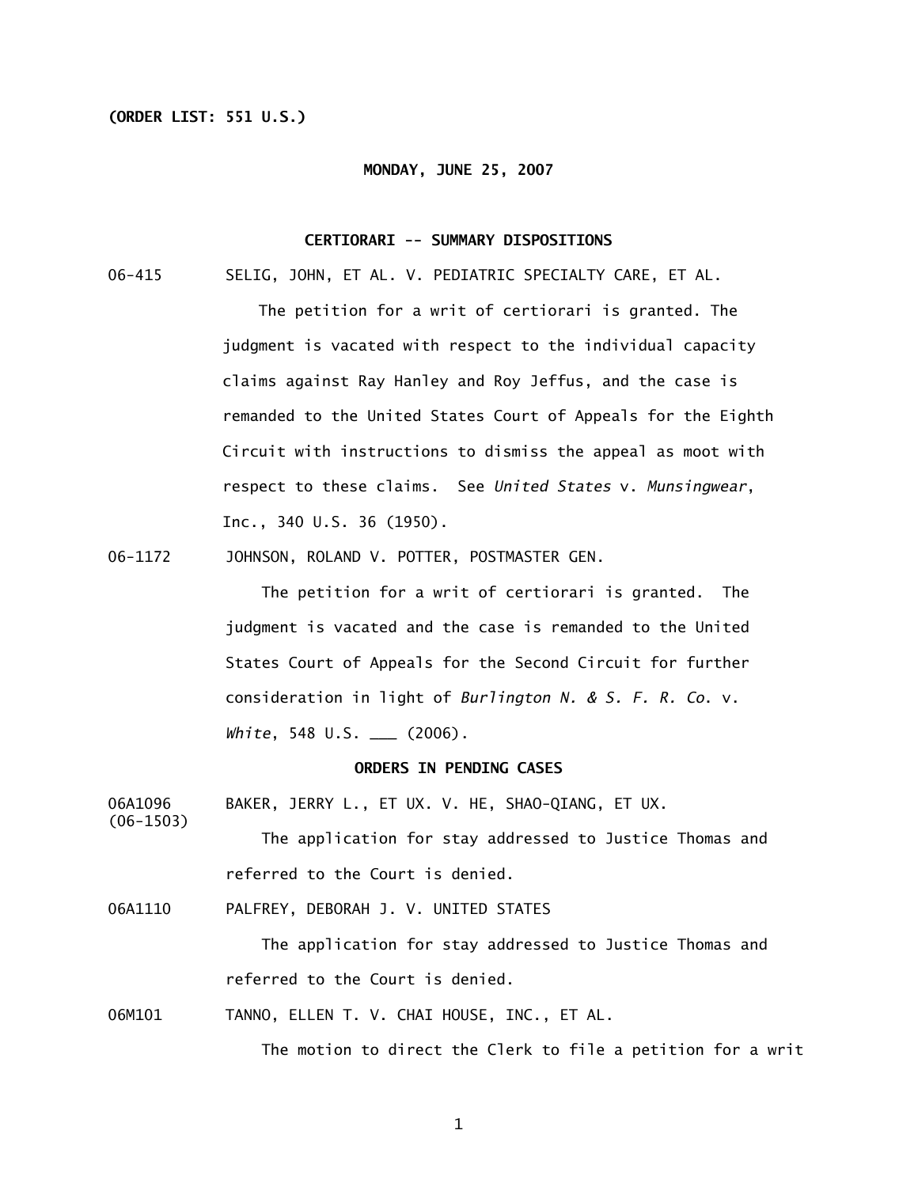**(ORDER LIST: 551 U.S.)**

**MONDAY, JUNE 25, 2007**

**CERTIORARI -- SUMMARY DISPOSITIONS**

06-415 SELIG, JOHN, ET AL. V. PEDIATRIC SPECIALTY CARE, ET AL.

The petition for a writ of certiorari is granted. The judgment is vacated with respect to the individual capacity claims against Ray Hanley and Roy Jeffus, and the case is remanded to the United States Court of Appeals for the Eighth Circuit with instructions to dismiss the appeal as moot with respect to these claims. See *United States* v. *Munsingwear*, Inc., 340 U.S. 36 (1950).

06-1172 JOHNSON, ROLAND V. POTTER, POSTMASTER GEN.

The petition for a writ of certiorari is granted. The judgment is vacated and the case is remanded to the United States Court of Appeals for the Second Circuit for further consideration in light of *Burlington N. & S. F. R. Co.* v. *White*, 548 U.S. ___ (2006).

**ORDERS IN PENDING CASES**

06A1096 (06-1503) BAKER, JERRY L., ET UX. V. HE, SHAO-QIANG, ET UX.

The application for stay addressed to Justice Thomas and referred to the Court is denied.

06A1110 PALFREY, DEBORAH J. V. UNITED STATES

The application for stay addressed to Justice Thomas and referred to the Court is denied.

06M101 TANNO, ELLEN T. V. CHAI HOUSE, INC., ET AL.

The motion to direct the Clerk to file a petition for a writ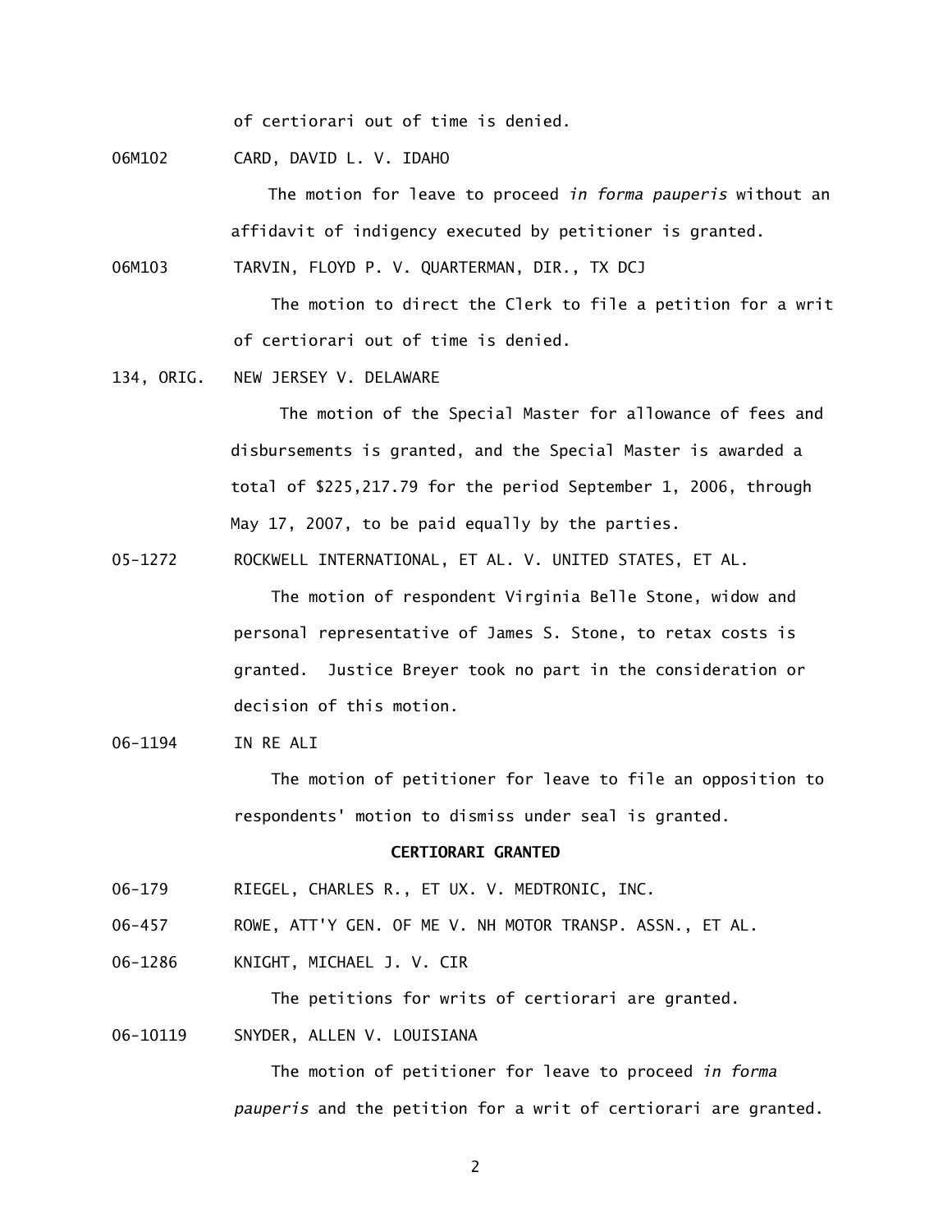of certiorari out of time is denied.

06M102 CARD, DAVID L. V. IDAHO

The motion for leave to proceed *in forma pauperis* without an affidavit of indigency executed by petitioner is granted.

06M103 TARVIN, FLOYD P. V. QUARTERMAN, DIR., TX DCJ

The motion to direct the Clerk to file a petition for a writ of certiorari out of time is denied.

134, ORIG. NEW JERSEY V. DELAWARE

The motion of the Special Master for allowance of fees and disbursements is granted, and the Special Master is awarded a total of $225,217.79 for the period September 1, 2006, through May 17, 2007, to be paid equally by the parties.

05-1272 ROCKWELL INTERNATIONAL, ET AL. V. UNITED STATES, ET AL.

The motion of respondent Virginia Belle Stone, widow and personal representative of James S. Stone, to retax costs is granted. Justice Breyer took no part in the consideration or decision of this motion.

06-1194 IN RE ALI

The motion of petitioner for leave to file an opposition to respondents' motion to dismiss under seal is granted.

**CERTIORARI GRANTED**

06-179 RIEGEL, CHARLES R., ET UX. V. MEDTRONIC, INC.

06-457 ROWE, ATT'Y GEN. OF ME V. NH MOTOR TRANSP. ASSN., ET AL.

06-1286 KNIGHT, MICHAEL J. V. CIR

The petitions for writs of certiorari are granted.

06-10119 SNYDER, ALLEN V. LOUISIANA

The motion of petitioner for leave to proceed *in forma pauperis* and the petition for a writ of certiorari are granted.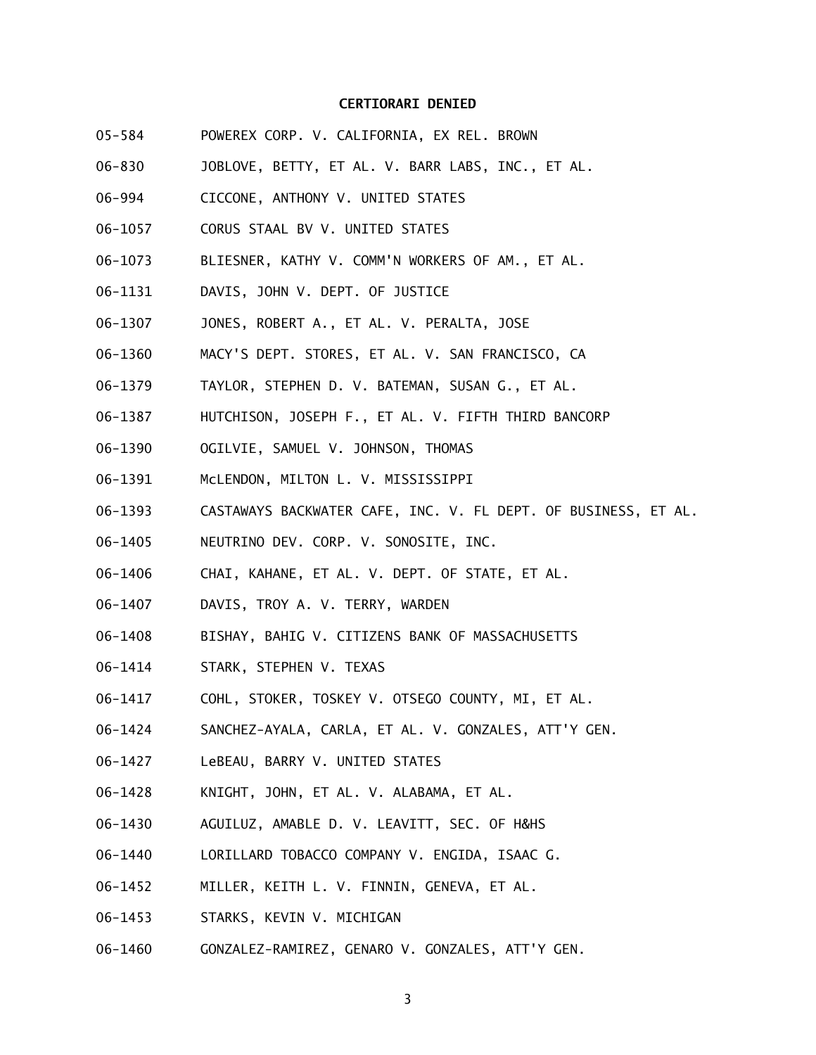**CERTIORARI DENIED**

05-584 POWEREX CORP. V. CALIFORNIA, EX REL. BROWN

06-830 JOBLOVE, BETTY, ET AL. V. BARR LABS, INC., ET AL.

06-994 CICCONE, ANTHONY V. UNITED STATES

06-1057 CORUS STAAL BV V. UNITED STATES

06-1073 BLIESNER, KATHY V. COMM'N WORKERS OF AM., ET AL.

06-1131 DAVIS, JOHN V. DEPT. OF JUSTICE

06-1307 JONES, ROBERT A., ET AL. V. PERALTA, JOSE

06-1360 MACY'S DEPT. STORES, ET AL. V. SAN FRANCISCO, CA

06-1379 TAYLOR, STEPHEN D. V. BATEMAN, SUSAN G., ET AL.

06-1387 HUTCHISON, JOSEPH F., ET AL. V. FIFTH THIRD BANCORP

06-1390 OGILVIE, SAMUEL V. JOHNSON, THOMAS

06-1391 McLENDON, MILTON L. V. MISSISSIPPI

06-1393 CASTAWAYS BACKWATER CAFE, INC. V. FL DEPT. OF BUSINESS, ET AL.

06-1405 NEUTRINO DEV. CORP. V. SONOSITE, INC.

06-1406 CHAI, KAHANE, ET AL. V. DEPT. OF STATE, ET AL.

06-1407 DAVIS, TROY A. V. TERRY, WARDEN

06-1408 BISHAY, BAHIG V. CITIZENS BANK OF MASSACHUSETTS

06-1414 STARK, STEPHEN V. TEXAS

06-1417 COHL, STOKER, TOSKEY V. OTSEGO COUNTY, MI, ET AL.

06-1424 SANCHEZ-AYALA, CARLA, ET AL. V. GONZALES, ATT'Y GEN.

06-1427 LeBEAU, BARRY V. UNITED STATES

06-1428 KNIGHT, JOHN, ET AL. V. ALABAMA, ET AL.

06-1430 AGUILUZ, AMABLE D. V. LEAVITT, SEC. OF H&HS

06-1440 LORILLARD TOBACCO COMPANY V. ENGIDA, ISAAC G.

06-1452 MILLER, KEITH L. V. FINNIN, GENEVA, ET AL.

06-1453 STARKS, KEVIN V. MICHIGAN

06-1460 GONZALEZ-RAMIREZ, GENARO V. GONZALES, ATT'Y GEN.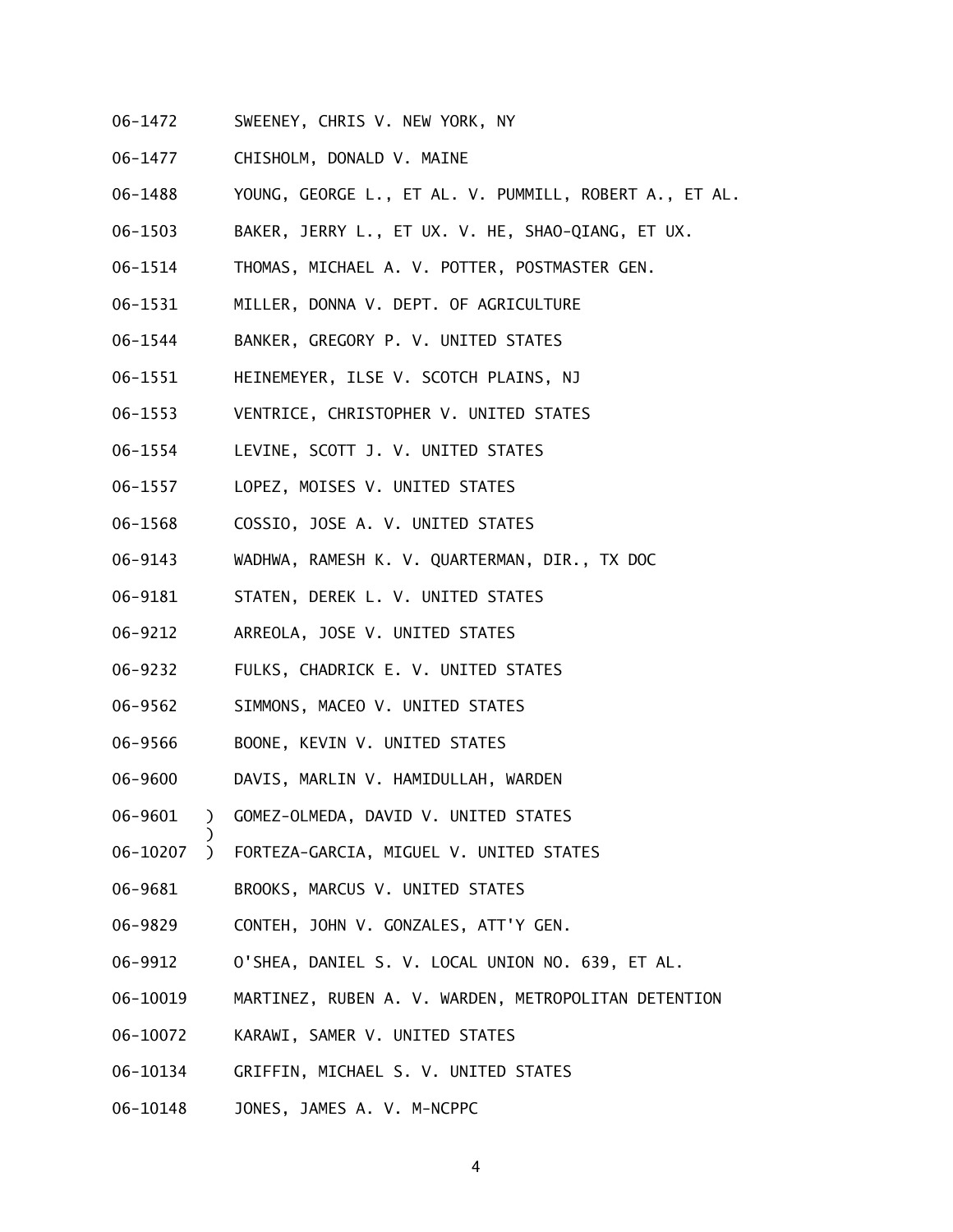06-1472 SWEENEY, CHRIS V. NEW YORK, NY

06-1477 CHISHOLM, DONALD V. MAINE

06-1488 YOUNG, GEORGE L., ET AL. V. PUMMILL, ROBERT A., ET AL.

06-1503 BAKER, JERRY L., ET UX. V. HE, SHAO-QIANG, ET UX.

06-1514 THOMAS, MICHAEL A. V. POTTER, POSTMASTER GEN.

06-1531 MILLER, DONNA V. DEPT. OF AGRICULTURE

06-1544 BANKER, GREGORY P. V. UNITED STATES

06-1551 HEINEMEYER, ILSE V. SCOTCH PLAINS, NJ

06-1553 VENTRICE, CHRISTOPHER V. UNITED STATES

06-1554 LEVINE, SCOTT J. V. UNITED STATES

06-1557 LOPEZ, MOISES V. UNITED STATES

06-1568 COSSIO, JOSE A. V. UNITED STATES

06-9143 WADHWA, RAMESH K. V. QUARTERMAN, DIR., TX DOC

06-9181 STATEN, DEREK L. V. UNITED STATES

06-9212 ARREOLA, JOSE V. UNITED STATES

06-9232 FULKS, CHADRICK E. V. UNITED STATES

06-9562 SIMMONS, MACEO V. UNITED STATES

06-9566 BOONE, KEVIN V. UNITED STATES

06-9600 DAVIS, MARLIN V. HAMIDULLAH, WARDEN

06-9601 ) GOMEZ-OLMEDA, DAVID V. UNITED STATES
)
06-10207 ) FORTEZA-GARCIA, MIGUEL V. UNITED STATES

06-9681 BROOKS, MARCUS V. UNITED STATES

06-9829 CONTEH, JOHN V. GONZALES, ATT'Y GEN.

06-9912 O'SHEA, DANIEL S. V. LOCAL UNION NO. 639, ET AL.

06-10019 MARTINEZ, RUBEN A. V. WARDEN, METROPOLITAN DETENTION

06-10072 KARAWI, SAMER V. UNITED STATES

06-10134 GRIFFIN, MICHAEL S. V. UNITED STATES

06-10148 JONES, JAMES A. V. M-NCPPC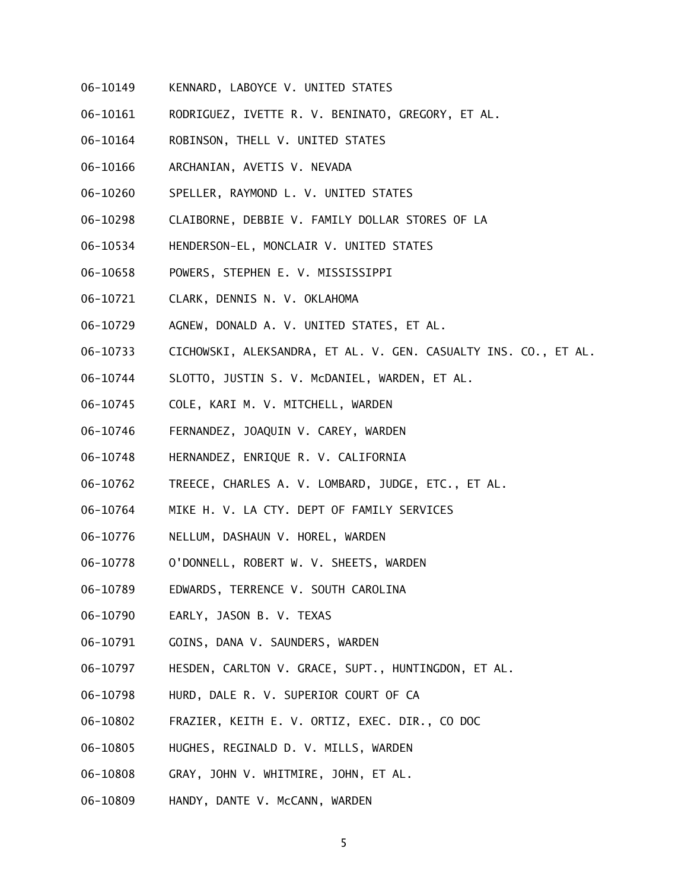06-10149 KENNARD, LABOYCE V. UNITED STATES

06-10161 RODRIGUEZ, IVETTE R. V. BENINATO, GREGORY, ET AL.

06-10164 ROBINSON, THELL V. UNITED STATES

06-10166 ARCHANIAN, AVETIS V. NEVADA

06-10260 SPELLER, RAYMOND L. V. UNITED STATES

06-10298 CLAIBORNE, DEBBIE V. FAMILY DOLLAR STORES OF LA

06-10534 HENDERSON-EL, MONCLAIR V. UNITED STATES

06-10658 POWERS, STEPHEN E. V. MISSISSIPPI

06-10721 CLARK, DENNIS N. V. OKLAHOMA

06-10729 AGNEW, DONALD A. V. UNITED STATES, ET AL.

06-10733 CICHOWSKI, ALEKSANDRA, ET AL. V. GEN. CASUALTY INS. CO., ET AL.

06-10744 SLOTTO, JUSTIN S. V. McDANIEL, WARDEN, ET AL.

06-10745 COLE, KARI M. V. MITCHELL, WARDEN

06-10746 FERNANDEZ, JOAQUIN V. CAREY, WARDEN

06-10748 HERNANDEZ, ENRIQUE R. V. CALIFORNIA

06-10762 TREECE, CHARLES A. V. LOMBARD, JUDGE, ETC., ET AL.

06-10764 MIKE H. V. LA CTY. DEPT OF FAMILY SERVICES

06-10776 NELLUM, DASHAUN V. HOREL, WARDEN

06-10778 O'DONNELL, ROBERT W. V. SHEETS, WARDEN

06-10789 EDWARDS, TERRENCE V. SOUTH CAROLINA

06-10790 EARLY, JASON B. V. TEXAS

06-10791 GOINS, DANA V. SAUNDERS, WARDEN

06-10797 HESDEN, CARLTON V. GRACE, SUPT., HUNTINGDON, ET AL.

06-10798 HURD, DALE R. V. SUPERIOR COURT OF CA

06-10802 FRAZIER, KEITH E. V. ORTIZ, EXEC. DIR., CO DOC

06-10805 HUGHES, REGINALD D. V. MILLS, WARDEN

06-10808 GRAY, JOHN V. WHITMIRE, JOHN, ET AL.

06-10809 HANDY, DANTE V. McCANN, WARDEN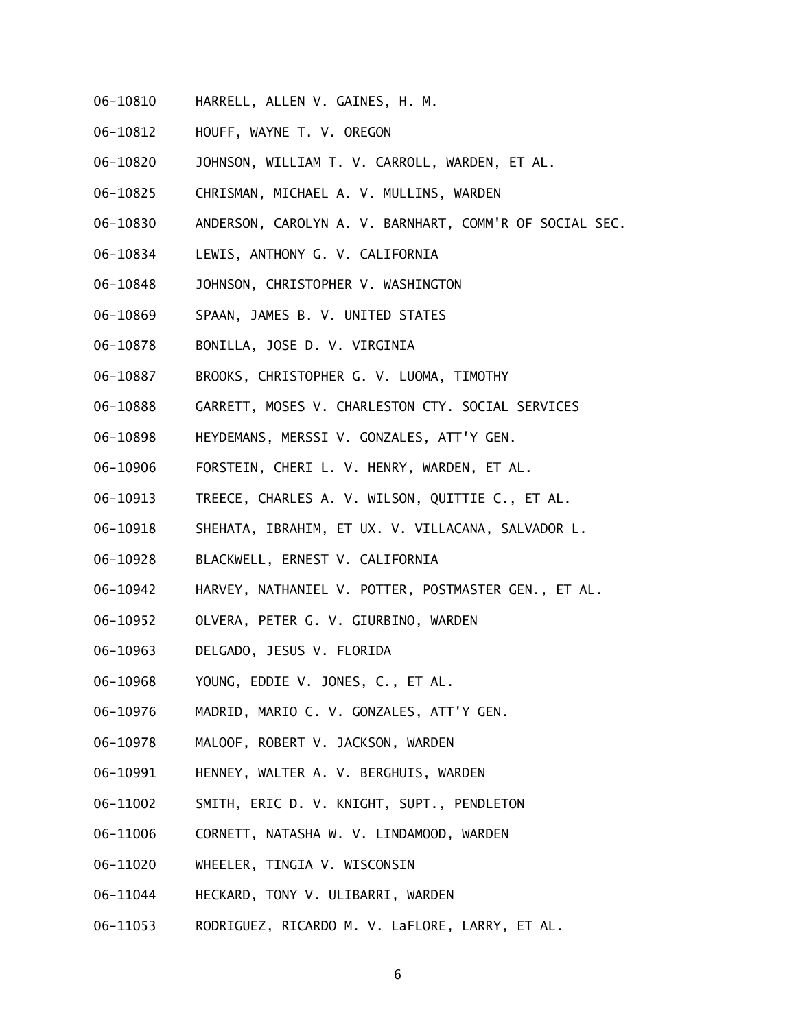06-10810 HARRELL, ALLEN V. GAINES, H. M.

06-10812 HOUFF, WAYNE T. V. OREGON

06-10820 JOHNSON, WILLIAM T. V. CARROLL, WARDEN, ET AL.

06-10825 CHRISMAN, MICHAEL A. V. MULLINS, WARDEN

06-10830 ANDERSON, CAROLYN A. V. BARNHART, COMM'R OF SOCIAL SEC.

06-10834 LEWIS, ANTHONY G. V. CALIFORNIA

06-10848 JOHNSON, CHRISTOPHER V. WASHINGTON

06-10869 SPAAN, JAMES B. V. UNITED STATES

06-10878 BONILLA, JOSE D. V. VIRGINIA

06-10887 BROOKS, CHRISTOPHER G. V. LUOMA, TIMOTHY

06-10888 GARRETT, MOSES V. CHARLESTON CTY. SOCIAL SERVICES

06-10898 HEYDEMANS, MERSSI V. GONZALES, ATT'Y GEN.

06-10906 FORSTEIN, CHERI L. V. HENRY, WARDEN, ET AL.

06-10913 TREECE, CHARLES A. V. WILSON, QUITTIE C., ET AL.

06-10918 SHEHATA, IBRAHIM, ET UX. V. VILLACANA, SALVADOR L.

06-10928 BLACKWELL, ERNEST V. CALIFORNIA

06-10942 HARVEY, NATHANIEL V. POTTER, POSTMASTER GEN., ET AL.

06-10952 OLVERA, PETER G. V. GIURBINO, WARDEN

06-10963 DELGADO, JESUS V. FLORIDA

06-10968 YOUNG, EDDIE V. JONES, C., ET AL.

06-10976 MADRID, MARIO C. V. GONZALES, ATT'Y GEN.

06-10978 MALOOF, ROBERT V. JACKSON, WARDEN

06-10991 HENNEY, WALTER A. V. BERGHUIS, WARDEN

06-11002 SMITH, ERIC D. V. KNIGHT, SUPT., PENDLETON

06-11006 CORNETT, NATASHA W. V. LINDAMOOD, WARDEN

06-11020 WHEELER, TINGIA V. WISCONSIN

06-11044 HECKARD, TONY V. ULIBARRI, WARDEN

06-11053 RODRIGUEZ, RICARDO M. V. LaFLORE, LARRY, ET AL.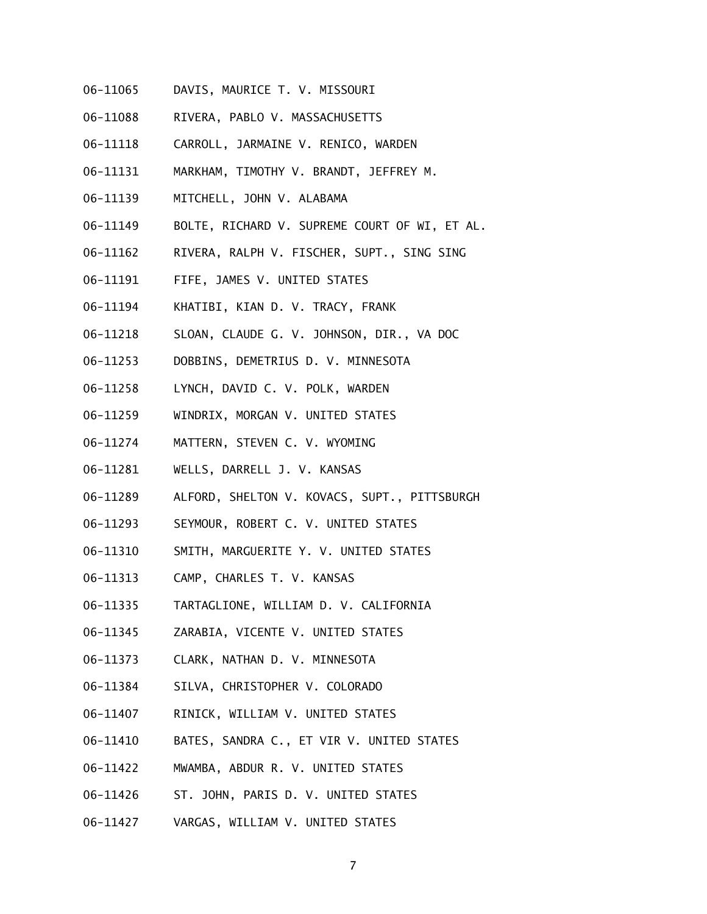06-11065 DAVIS, MAURICE T. V. MISSOURI

06-11088 RIVERA, PABLO V. MASSACHUSETTS

06-11118 CARROLL, JARMAINE V. RENICO, WARDEN

06-11131 MARKHAM, TIMOTHY V. BRANDT, JEFFREY M.

06-11139 MITCHELL, JOHN V. ALABAMA

06-11149 BOLTE, RICHARD V. SUPREME COURT OF WI, ET AL.

06-11162 RIVERA, RALPH V. FISCHER, SUPT., SING SING

06-11191 FIFE, JAMES V. UNITED STATES

06-11194 KHATIBI, KIAN D. V. TRACY, FRANK

06-11218 SLOAN, CLAUDE G. V. JOHNSON, DIR., VA DOC

06-11253 DOBBINS, DEMETRIUS D. V. MINNESOTA

06-11258 LYNCH, DAVID C. V. POLK, WARDEN

06-11259 WINDRIX, MORGAN V. UNITED STATES

06-11274 MATTERN, STEVEN C. V. WYOMING

06-11281 WELLS, DARRELL J. V. KANSAS

06-11289 ALFORD, SHELTON V. KOVACS, SUPT., PITTSBURGH

06-11293 SEYMOUR, ROBERT C. V. UNITED STATES

06-11310 SMITH, MARGUERITE Y. V. UNITED STATES

06-11313 CAMP, CHARLES T. V. KANSAS

06-11335 TARTAGLIONE, WILLIAM D. V. CALIFORNIA

06-11345 ZARABIA, VICENTE V. UNITED STATES

06-11373 CLARK, NATHAN D. V. MINNESOTA

06-11384 SILVA, CHRISTOPHER V. COLORADO

06-11407 RINICK, WILLIAM V. UNITED STATES

06-11410 BATES, SANDRA C., ET VIR V. UNITED STATES

06-11422 MWAMBA, ABDUR R. V. UNITED STATES

06-11426 ST. JOHN, PARIS D. V. UNITED STATES

06-11427 VARGAS, WILLIAM V. UNITED STATES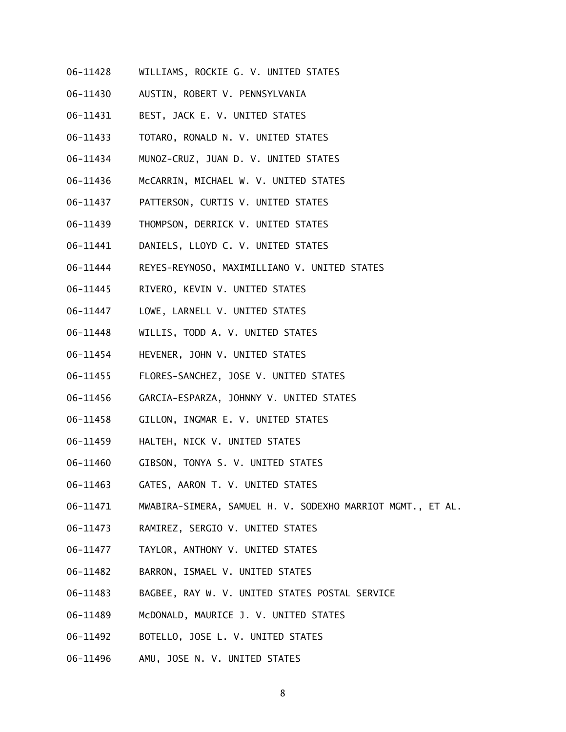06-11428 WILLIAMS, ROCKIE G. V. UNITED STATES

06-11430 AUSTIN, ROBERT V. PENNSYLVANIA

06-11431 BEST, JACK E. V. UNITED STATES

06-11433 TOTARO, RONALD N. V. UNITED STATES

06-11434 MUNOZ-CRUZ, JUAN D. V. UNITED STATES

06-11436 McCARRIN, MICHAEL W. V. UNITED STATES

06-11437 PATTERSON, CURTIS V. UNITED STATES

06-11439 THOMPSON, DERRICK V. UNITED STATES

06-11441 DANIELS, LLOYD C. V. UNITED STATES

06-11444 REYES-REYNOSO, MAXIMILLIANO V. UNITED STATES

06-11445 RIVERO, KEVIN V. UNITED STATES

06-11447 LOWE, LARNELL V. UNITED STATES

06-11448 WILLIS, TODD A. V. UNITED STATES

06-11454 HEVENER, JOHN V. UNITED STATES

06-11455 FLORES-SANCHEZ, JOSE V. UNITED STATES

06-11456 GARCIA-ESPARZA, JOHNNY V. UNITED STATES

06-11458 GILLON, INGMAR E. V. UNITED STATES

06-11459 HALTEH, NICK V. UNITED STATES

06-11460 GIBSON, TONYA S. V. UNITED STATES

06-11463 GATES, AARON T. V. UNITED STATES

06-11471 MWABIRA-SIMERA, SAMUEL H. V. SODEXHO MARRIOT MGMT., ET AL.

06-11473 RAMIREZ, SERGIO V. UNITED STATES

06-11477 TAYLOR, ANTHONY V. UNITED STATES

06-11482 BARRON, ISMAEL V. UNITED STATES

06-11483 BAGBEE, RAY W. V. UNITED STATES POSTAL SERVICE

06-11489 McDONALD, MAURICE J. V. UNITED STATES

06-11492 BOTELLO, JOSE L. V. UNITED STATES

06-11496 AMU, JOSE N. V. UNITED STATES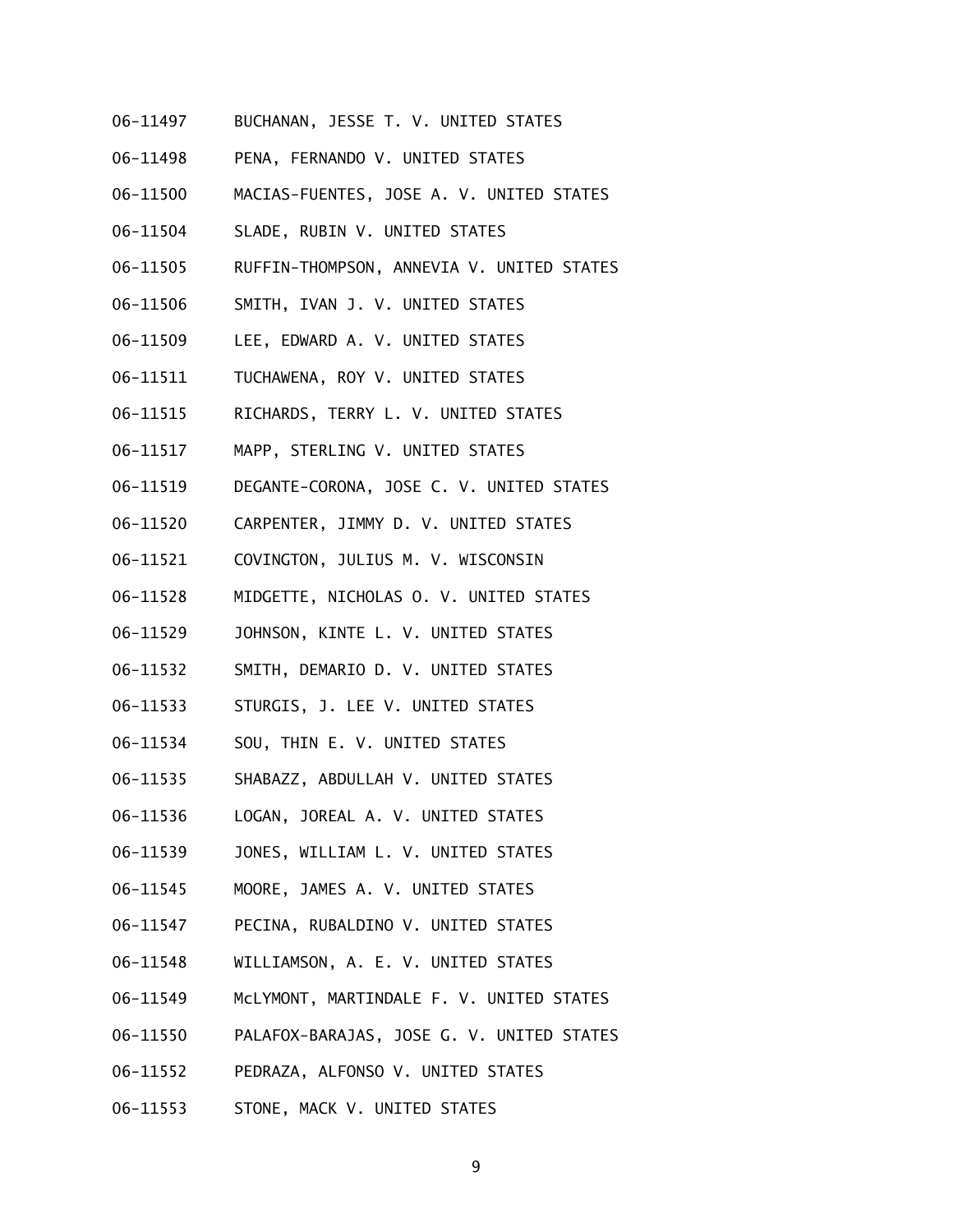06-11497 BUCHANAN, JESSE T. V. UNITED STATES

06-11498 PENA, FERNANDO V. UNITED STATES

06-11500 MACIAS-FUENTES, JOSE A. V. UNITED STATES

06-11504 SLADE, RUBIN V. UNITED STATES

06-11505 RUFFIN-THOMPSON, ANNEVIA V. UNITED STATES

06-11506 SMITH, IVAN J. V. UNITED STATES

06-11509 LEE, EDWARD A. V. UNITED STATES

06-11511 TUCHAWENA, ROY V. UNITED STATES

06-11515 RICHARDS, TERRY L. V. UNITED STATES

06-11517 MAPP, STERLING V. UNITED STATES

06-11519 DEGANTE-CORONA, JOSE C. V. UNITED STATES

06-11520 CARPENTER, JIMMY D. V. UNITED STATES

06-11521 COVINGTON, JULIUS M. V. WISCONSIN

06-11528 MIDGETTE, NICHOLAS O. V. UNITED STATES

06-11529 JOHNSON, KINTE L. V. UNITED STATES

06-11532 SMITH, DEMARIO D. V. UNITED STATES

06-11533 STURGIS, J. LEE V. UNITED STATES

06-11534 SOU, THIN E. V. UNITED STATES

06-11535 SHABAZZ, ABDULLAH V. UNITED STATES

06-11536 LOGAN, JOREAL A. V. UNITED STATES

06-11539 JONES, WILLIAM L. V. UNITED STATES

06-11545 MOORE, JAMES A. V. UNITED STATES

06-11547 PECINA, RUBALDINO V. UNITED STATES

06-11548 WILLIAMSON, A. E. V. UNITED STATES

06-11549 McLYMONT, MARTINDALE F. V. UNITED STATES

06-11550 PALAFOX-BARAJAS, JOSE G. V. UNITED STATES

06-11552 PEDRAZA, ALFONSO V. UNITED STATES

06-11553 STONE, MACK V. UNITED STATES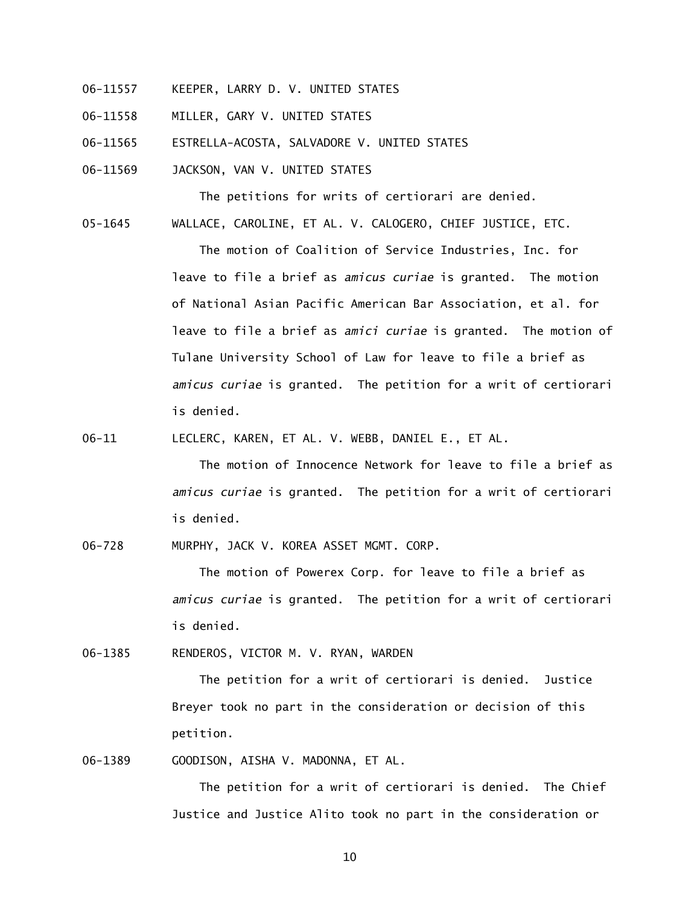06-11557 KEEPER, LARRY D. V. UNITED STATES

06-11558 MILLER, GARY V. UNITED STATES

06-11565 ESTRELLA-ACOSTA, SALVADORE V. UNITED STATES

06-11569 JACKSON, VAN V. UNITED STATES

The petitions for writs of certiorari are denied.

05-1645 WALLACE, CAROLINE, ET AL. V. CALOGERO, CHIEF JUSTICE, ETC.

The motion of Coalition of Service Industries, Inc. for leave to file a brief as *amicus curiae* is granted. The motion of National Asian Pacific American Bar Association, et al. for leave to file a brief as *amici curiae* is granted. The motion of Tulane University School of Law for leave to file a brief as *amicus curiae* is granted. The petition for a writ of certiorari is denied.

06-11 LECLERC, KAREN, ET AL. V. WEBB, DANIEL E., ET AL.

The motion of Innocence Network for leave to file a brief as *amicus curiae* is granted. The petition for a writ of certiorari is denied.

06-728 MURPHY, JACK V. KOREA ASSET MGMT. CORP.

The motion of Powerex Corp. for leave to file a brief as *amicus curiae* is granted. The petition for a writ of certiorari is denied.

06-1385 RENDEROS, VICTOR M. V. RYAN, WARDEN

The petition for a writ of certiorari is denied. Justice Breyer took no part in the consideration or decision of this petition.

06-1389 GOODISON, AISHA V. MADONNA, ET AL.

The petition for a writ of certiorari is denied. The Chief Justice and Justice Alito took no part in the consideration or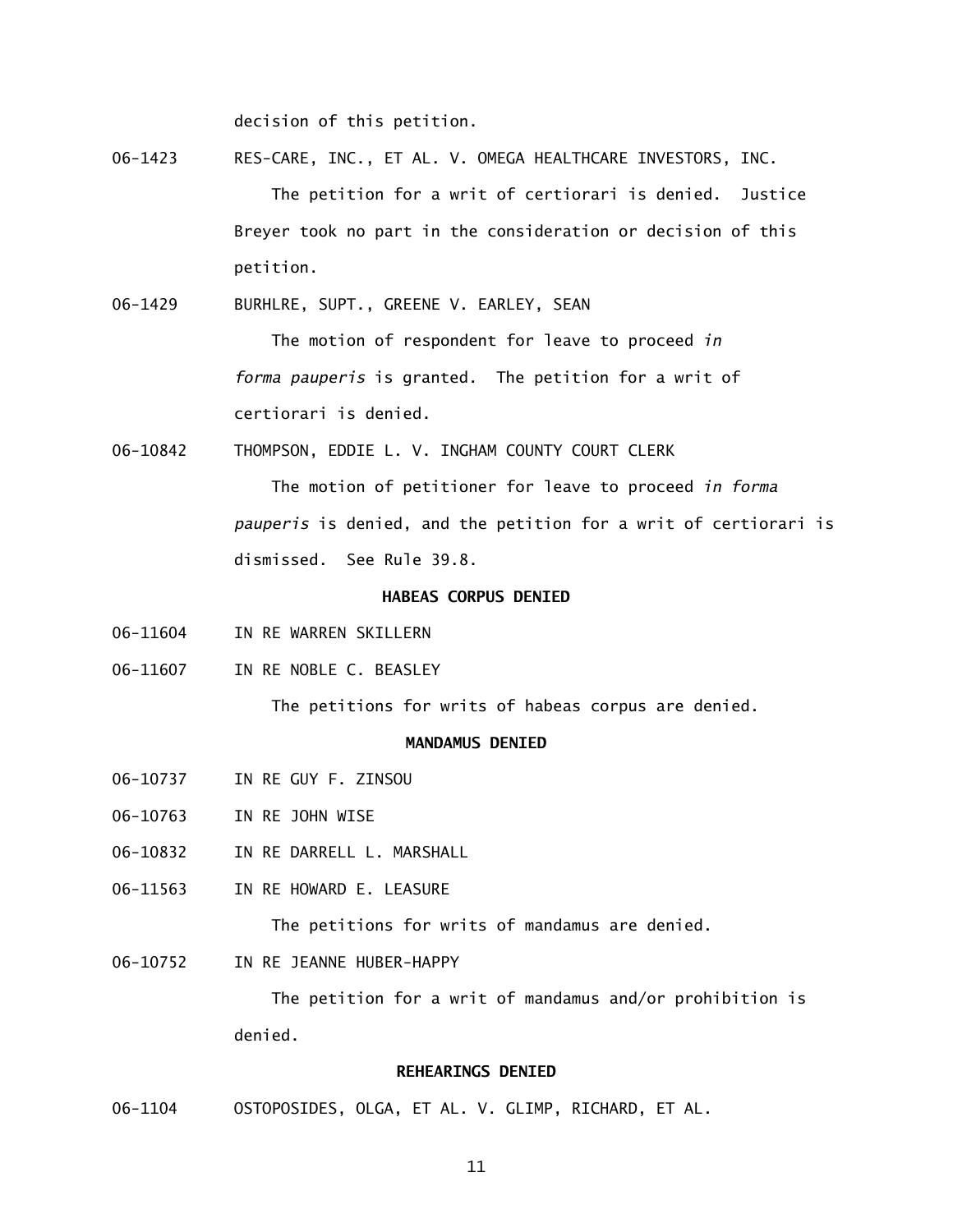decision of this petition.

06-1423 RES-CARE, INC., ET AL. V. OMEGA HEALTHCARE INVESTORS, INC.

The petition for a writ of certiorari is denied. Justice Breyer took no part in the consideration or decision of this petition.

06-1429 BURHLRE, SUPT., GREENE V. EARLEY, SEAN

The motion of respondent for leave to proceed *in forma pauperis* is granted. The petition for a writ of certiorari is denied.

06-10842 THOMPSON, EDDIE L. V. INGHAM COUNTY COURT CLERK

The motion of petitioner for leave to proceed *in forma pauperis* is denied, and the petition for a writ of certiorari is dismissed. See Rule 39.8.

**HABEAS CORPUS DENIED**

06-11604 IN RE WARREN SKILLERN

06-11607 IN RE NOBLE C. BEASLEY

The petitions for writs of habeas corpus are denied.

**MANDAMUS DENIED**

06-10737 IN RE GUY F. ZINSOU

06-10763 IN RE JOHN WISE

06-10832 IN RE DARRELL L. MARSHALL

06-11563 IN RE HOWARD E. LEASURE

The petitions for writs of mandamus are denied.

06-10752 IN RE JEANNE HUBER-HAPPY

The petition for a writ of mandamus and/or prohibition is denied.

**REHEARINGS DENIED**

06-1104 OSTOPOSIDES, OLGA, ET AL. V. GLIMP, RICHARD, ET AL.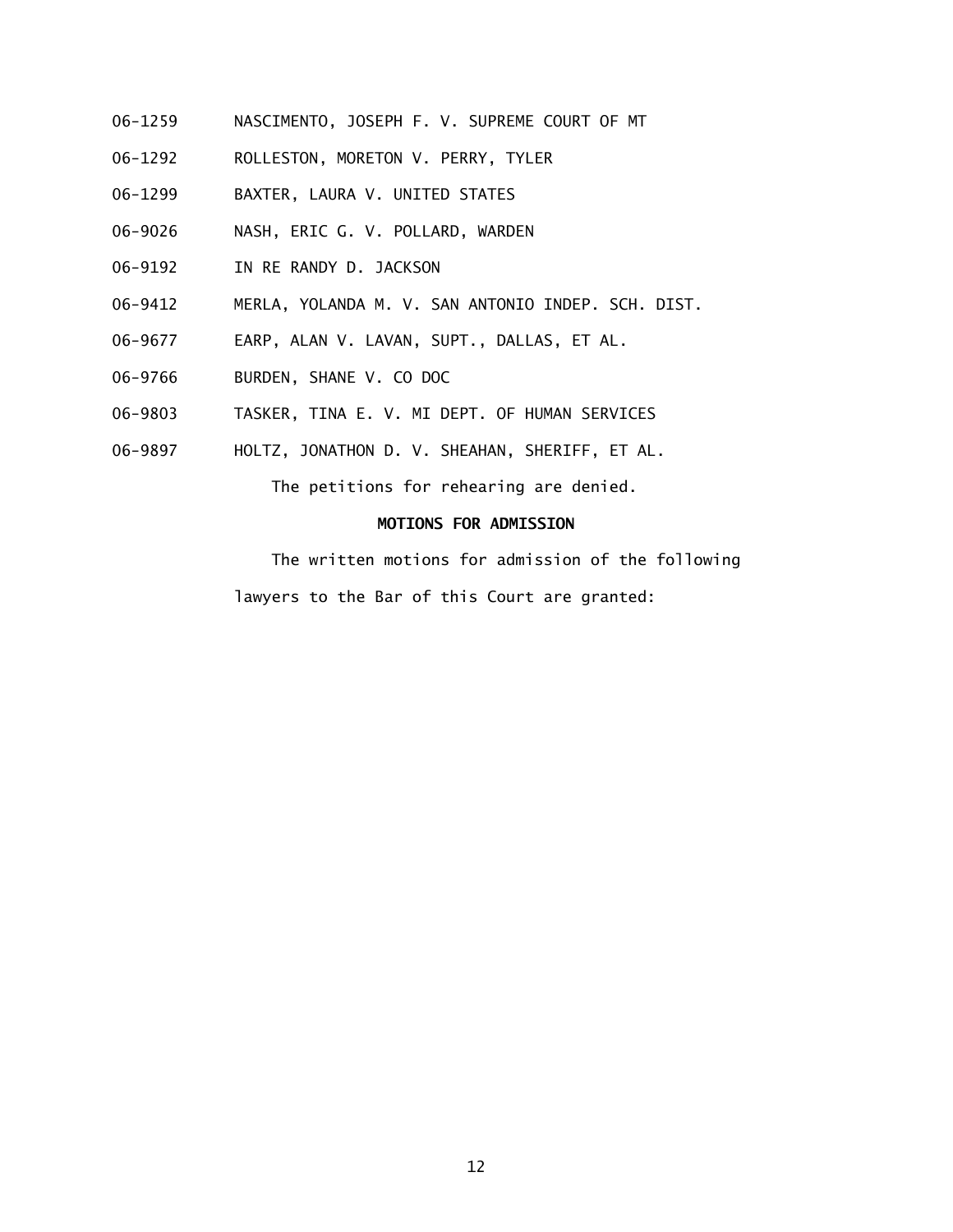06-1259 NASCIMENTO, JOSEPH F. V. SUPREME COURT OF MT

06-1292 ROLLESTON, MORETON V. PERRY, TYLER

06-1299 BAXTER, LAURA V. UNITED STATES

06-9026 NASH, ERIC G. V. POLLARD, WARDEN

06-9192 IN RE RANDY D. JACKSON

06-9412 MERLA, YOLANDA M. V. SAN ANTONIO INDEP. SCH. DIST.

06-9677 EARP, ALAN V. LAVAN, SUPT., DALLAS, ET AL.

06-9766 BURDEN, SHANE V. CO DOC

06-9803 TASKER, TINA E. V. MI DEPT. OF HUMAN SERVICES

06-9897 HOLTZ, JONATHON D. V. SHEAHAN, SHERIFF, ET AL.

The petitions for rehearing are denied.

**MOTIONS FOR ADMISSION**

The written motions for admission of the following lawyers to the Bar of this Court are granted: